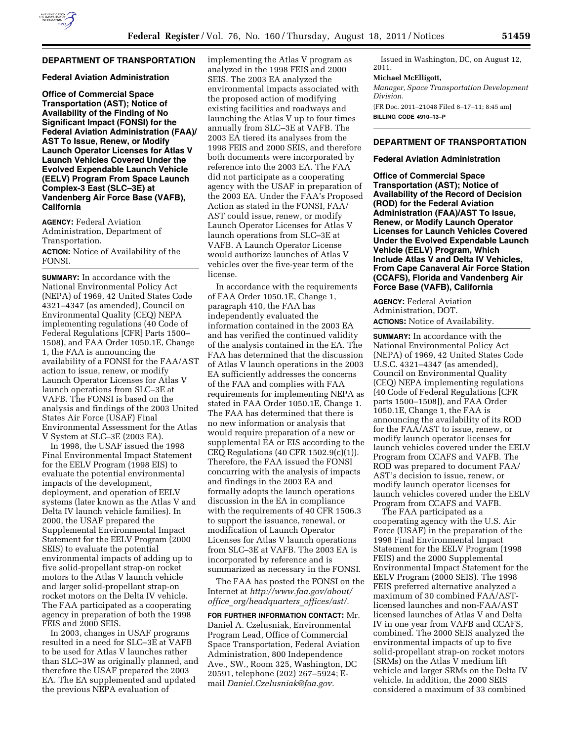## DEPARTMENT OF TRANSPORTATION

### Federal Aviation Administration

### Office of Commercial Space Transportation (AST); Notice of Availability of the Finding of No Significant Impact (FONSI) for the Federal Aviation Administration (FAA)/AST To Issue, Renew, or Modify Launch Operator Licenses for Atlas V Launch Vehicles Covered Under the Evolved Expendable Launch Vehicle (EELV) Program From Space Launch Complex-3 East (SLC–3E) at Vandenberg Air Force Base (VAFB), California

**AGENCY:** Federal Aviation Administration, Department of Transportation.

**ACTION:** Notice of Availability of the FONSI.

**SUMMARY:** In accordance with the National Environmental Policy Act (NEPA) of 1969, 42 United States Code 4321–4347 (as amended), Council on Environmental Quality (CEQ) NEPA implementing regulations (40 Code of Federal Regulations [CFR] Parts 1500–1508), and FAA Order 1050.1E, Change 1, the FAA is announcing the availability of a FONSI for the FAA/AST action to issue, renew, or modify Launch Operator Licenses for Atlas V launch operations from SLC–3E at VAFB. The FONSI is based on the analysis and findings of the 2003 United States Air Force (USAF) Final Environmental Assessment for the Atlas V System at SLC–3E (2003 EA).

In 1998, the USAF issued the 1998 Final Environmental Impact Statement for the EELV Program (1998 EIS) to evaluate the potential environmental impacts of the development, deployment, and operation of EELV systems (later known as the Atlas V and Delta IV launch vehicle families). In 2000, the USAF prepared the Supplemental Environmental Impact Statement for the EELV Program (2000 SEIS) to evaluate the potential environmental impacts of adding up to five solid-propellant strap-on rocket motors to the Atlas V launch vehicle and larger solid-propellant strap-on rocket motors on the Delta IV vehicle. The FAA participated as a cooperating agency in preparation of both the 1998 FEIS and 2000 SEIS.

In 2003, changes in USAF programs resulted in a need for SLC–3E at VAFB to be used for Atlas V launches rather than SLC–3W as originally planned, and therefore the USAF prepared the 2003 EA. The EA supplemented and updated the previous NEPA evaluation of implementing the Atlas V program as analyzed in the 1998 FEIS and 2000 SEIS. The 2003 EA analyzed the environmental impacts associated with the proposed action of modifying existing facilities and roadways and launching the Atlas V up to four times annually from SLC–3E at VAFB. The 2003 EA tiered its analyses from the 1998 FEIS and 2000 SEIS, and therefore both documents were incorporated by reference into the 2003 EA. The FAA did not participate as a cooperating agency with the USAF in preparation of the 2003 EA. Under the FAA's Proposed Action as stated in the FONSI, FAA/AST could issue, renew, or modify Launch Operator Licenses for Atlas V launch operations from SLC–3E at VAFB. A Launch Operator License would authorize launches of Atlas V vehicles over the five-year term of the license.

In accordance with the requirements of FAA Order 1050.1E, Change 1, paragraph 410, the FAA has independently evaluated the information contained in the 2003 EA and has verified the continued validity of the analysis contained in the EA. The FAA has determined that the discussion of Atlas V launch operations in the 2003 EA sufficiently addresses the concerns of the FAA and complies with FAA requirements for implementing NEPA as stated in FAA Order 1050.1E, Change 1. The FAA has determined that there is no new information or analysis that would require preparation of a new or supplemental EA or EIS according to the CEQ Regulations (40 CFR 1502.9(c)(1)). Therefore, the FAA issued the FONSI concurring with the analysis of impacts and findings in the 2003 EA and formally adopts the launch operations discussion in the EA in compliance with the requirements of 40 CFR 1506.3 to support the issuance, renewal, or modification of Launch Operator Licenses for Atlas V launch operations from SLC–3E at VAFB. The 2003 EA is incorporated by reference and is summarized as necessary in the FONSI.

The FAA has posted the FONSI on the Internet at *http://www.faa.gov/about/office_org/headquarters_offices/ast/.*

**FOR FURTHER INFORMATION CONTACT:** Mr. Daniel A. Czelusniak, Environmental Program Lead, Office of Commercial Space Transportation, Federal Aviation Administration, 800 Independence Ave., SW., Room 325, Washington, DC 20591, telephone (202) 267–5924; E-mail *Daniel.Czelusniak@faa.gov.*

Issued in Washington, DC, on August 12, 2011.

**Michael McElligott,**

*Manager, Space Transportation Development Division.*

[FR Doc. 2011–21048 Filed 8–17–11; 8:45 am]

**BILLING CODE 4910–13–P**

## DEPARTMENT OF TRANSPORTATION

### Federal Aviation Administration

### Office of Commercial Space Transportation (AST); Notice of Availability of the Record of Decision (ROD) for the Federal Aviation Administration (FAA)/AST To Issue, Renew, or Modify Launch Operator Licenses for Launch Vehicles Covered Under the Evolved Expendable Launch Vehicle (EELV) Program, Which Include Atlas V and Delta IV Vehicles, From Cape Canaveral Air Force Station (CCAFS), Florida and Vandenberg Air Force Base (VAFB), California

**AGENCY:** Federal Aviation Administration, DOT.

**ACTIONS:** Notice of Availability.

**SUMMARY:** In accordance with the National Environmental Policy Act (NEPA) of 1969, 42 United States Code U.S.C. 4321–4347 (as amended), Council on Environmental Quality (CEQ) NEPA implementing regulations (40 Code of Federal Regulations [CFR parts 1500–1508]), and FAA Order 1050.1E, Change 1, the FAA is announcing the availability of its ROD for the FAA/AST to issue, renew, or modify launch operator licenses for launch vehicles covered under the EELV Program from CCAFS and VAFB. The ROD was prepared to document FAA/AST's decision to issue, renew, or modify launch operator licenses for launch vehicles covered under the EELV Program from CCAFS and VAFB.

The FAA participated as a cooperating agency with the U.S. Air Force (USAF) in the preparation of the 1998 Final Environmental Impact Statement for the EELV Program (1998 FEIS) and the 2000 Supplemental Environmental Impact Statement for the EELV Program (2000 SEIS). The 1998 FEIS preferred alternative analyzed a maximum of 30 combined FAA/AST-licensed launches and non-FAA/AST licensed launches of Atlas V and Delta IV in one year from VAFB and CCAFS, combined. The 2000 SEIS analyzed the environmental impacts of up to five solid-propellant strap-on rocket motors (SRMs) on the Atlas V medium lift vehicle and larger SRMs on the Delta IV vehicle. In addition, the 2000 SEIS considered a maximum of 33 combined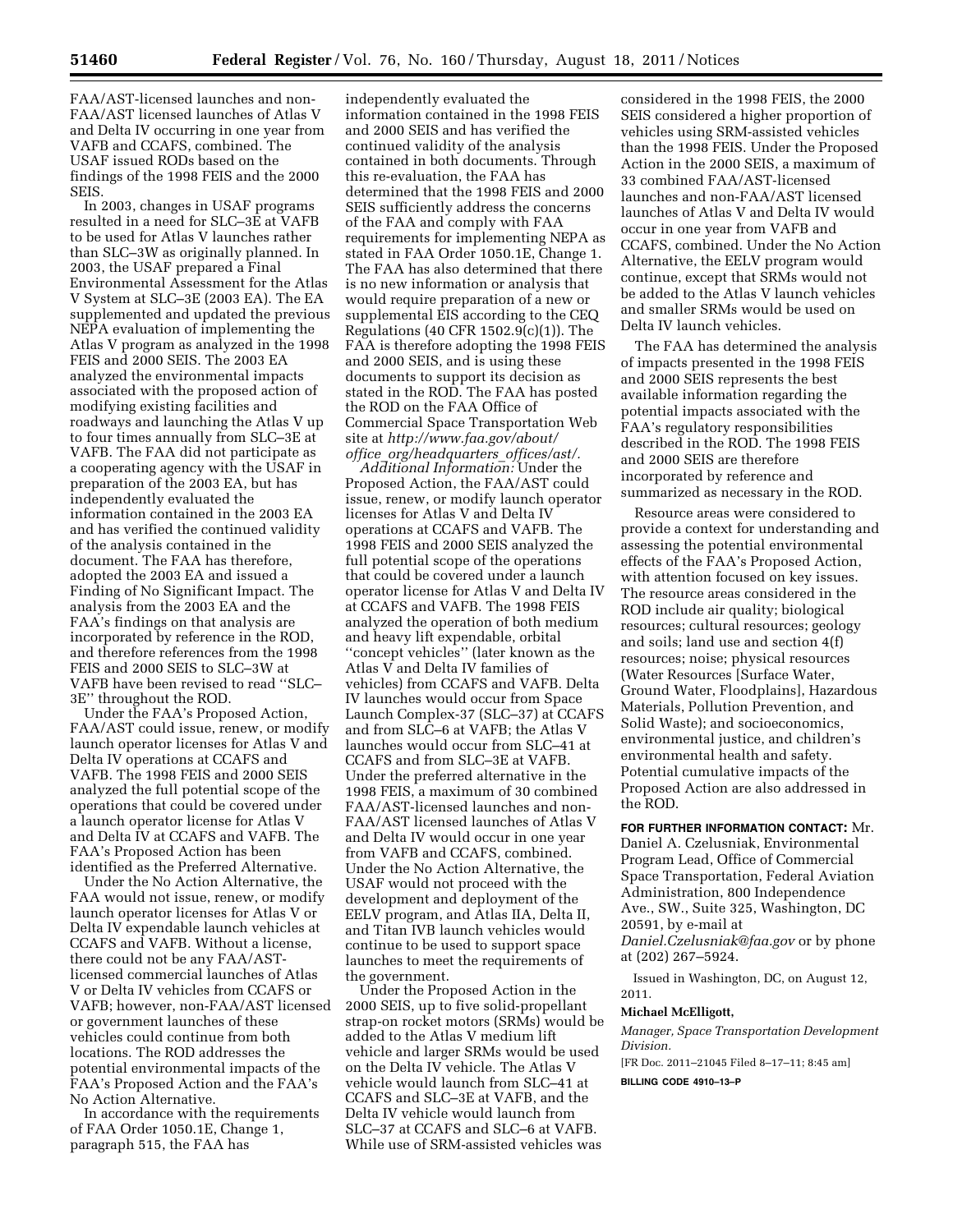FAA/AST-licensed launches and non-FAA/AST licensed launches of Atlas V and Delta IV occurring in one year from VAFB and CCAFS, combined. The USAF issued RODs based on the findings of the 1998 FEIS and the 2000 SEIS.

In 2003, changes in USAF programs resulted in a need for SLC–3E at VAFB to be used for Atlas V launches rather than SLC–3W as originally planned. In 2003, the USAF prepared a Final Environmental Assessment for the Atlas V System at SLC–3E (2003 EA). The EA supplemented and updated the previous NEPA evaluation of implementing the Atlas V program as analyzed in the 1998 FEIS and 2000 SEIS. The 2003 EA analyzed the environmental impacts associated with the proposed action of modifying existing facilities and roadways and launching the Atlas V up to four times annually from SLC–3E at VAFB. The FAA did not participate as a cooperating agency with the USAF in preparation of the 2003 EA, but has independently evaluated the information contained in the 2003 EA and has verified the continued validity of the analysis contained in the document. The FAA has therefore, adopted the 2003 EA and issued a Finding of No Significant Impact. The analysis from the 2003 EA and the FAA's findings on that analysis are incorporated by reference in the ROD, and therefore references from the 1998 FEIS and 2000 SEIS to SLC–3W at VAFB have been revised to read ''SLC–3E'' throughout the ROD.

Under the FAA's Proposed Action, FAA/AST could issue, renew, or modify launch operator licenses for Atlas V and Delta IV operations at CCAFS and VAFB. The 1998 FEIS and 2000 SEIS analyzed the full potential scope of the operations that could be covered under a launch operator license for Atlas V and Delta IV at CCAFS and VAFB. The FAA's Proposed Action has been identified as the Preferred Alternative.

Under the No Action Alternative, the FAA would not issue, renew, or modify launch operator licenses for Atlas V or Delta IV expendable launch vehicles at CCAFS and VAFB. Without a license, there could not be any FAA/AST-licensed commercial launches of Atlas V or Delta IV vehicles from CCAFS or VAFB; however, non-FAA/AST licensed or government launches of these vehicles could continue from both locations. The ROD addresses the potential environmental impacts of the FAA's Proposed Action and the FAA's No Action Alternative.

In accordance with the requirements of FAA Order 1050.1E, Change 1, paragraph 515, the FAA has independently evaluated the information contained in the 1998 FEIS and 2000 SEIS and has verified the continued validity of the analysis contained in both documents. Through this re-evaluation, the FAA has determined that the 1998 FEIS and 2000 SEIS sufficiently address the concerns of the FAA and comply with FAA requirements for implementing NEPA as stated in FAA Order 1050.1E, Change 1. The FAA has also determined that there is no new information or analysis that would require preparation of a new or supplemental EIS according to the CEQ Regulations (40 CFR 1502.9(c)(1)). The FAA is therefore adopting the 1998 FEIS and 2000 SEIS, and is using these documents to support its decision as stated in the ROD. The FAA has posted the ROD on the FAA Office of Commercial Space Transportation Web site at *http://www.faa.gov/about/office_org/headquarters_offices/ast/*.

*Additional Information:* Under the Proposed Action, the FAA/AST could issue, renew, or modify launch operator licenses for Atlas V and Delta IV operations at CCAFS and VAFB. The 1998 FEIS and 2000 SEIS analyzed the full potential scope of the operations that could be covered under a launch operator license for Atlas V and Delta IV at CCAFS and VAFB. The 1998 FEIS analyzed the operation of both medium and heavy lift expendable, orbital ''concept vehicles'' (later known as the Atlas V and Delta IV families of vehicles) from CCAFS and VAFB. Delta IV launches would occur from Space Launch Complex-37 (SLC–37) at CCAFS and from SLC–6 at VAFB; the Atlas V launches would occur from SLC–41 at CCAFS and from SLC–3E at VAFB. Under the preferred alternative in the 1998 FEIS, a maximum of 30 combined FAA/AST-licensed launches and non-FAA/AST licensed launches of Atlas V and Delta IV would occur in one year from VAFB and CCAFS, combined. Under the No Action Alternative, the USAF would not proceed with the development and deployment of the EELV program, and Atlas IIA, Delta II, and Titan IVB launch vehicles would continue to be used to support space launches to meet the requirements of the government.

Under the Proposed Action in the 2000 SEIS, up to five solid-propellant strap-on rocket motors (SRMs) would be added to the Atlas V medium lift vehicle and larger SRMs would be used on the Delta IV vehicle. The Atlas V vehicle would launch from SLC–41 at CCAFS and SLC–3E at VAFB, and the Delta IV vehicle would launch from SLC–37 at CCAFS and SLC–6 at VAFB. While use of SRM-assisted vehicles was considered in the 1998 FEIS, the 2000 SEIS considered a higher proportion of vehicles using SRM-assisted vehicles than the 1998 FEIS. Under the Proposed Action in the 2000 SEIS, a maximum of 33 combined FAA/AST-licensed launches and non-FAA/AST licensed launches of Atlas V and Delta IV would occur in one year from VAFB and CCAFS, combined. Under the No Action Alternative, the EELV program would continue, except that SRMs would not be added to the Atlas V launch vehicles and smaller SRMs would be used on Delta IV launch vehicles.

The FAA has determined the analysis of impacts presented in the 1998 FEIS and 2000 SEIS represents the best available information regarding the potential impacts associated with the FAA's regulatory responsibilities described in the ROD. The 1998 FEIS and 2000 SEIS are therefore incorporated by reference and summarized as necessary in the ROD.

Resource areas were considered to provide a context for understanding and assessing the potential environmental effects of the FAA's Proposed Action, with attention focused on key issues. The resource areas considered in the ROD include air quality; biological resources; cultural resources; geology and soils; land use and section 4(f) resources; noise; physical resources (Water Resources [Surface Water, Ground Water, Floodplains], Hazardous Materials, Pollution Prevention, and Solid Waste); and socioeconomics, environmental justice, and children's environmental health and safety. Potential cumulative impacts of the Proposed Action are also addressed in the ROD.

**FOR FURTHER INFORMATION CONTACT:** Mr. Daniel A. Czelusniak, Environmental Program Lead, Office of Commercial Space Transportation, Federal Aviation Administration, 800 Independence Ave., SW., Suite 325, Washington, DC 20591, by e-mail at *Daniel.Czelusniak@faa.gov* or by phone at (202) 267–5924.

Issued in Washington, DC, on August 12, 2011.

**Michael McElligott,**

*Manager, Space Transportation Development Division.*

[FR Doc. 2011–21045 Filed 8–17–11; 8:45 am]

**BILLING CODE 4910–13–P**